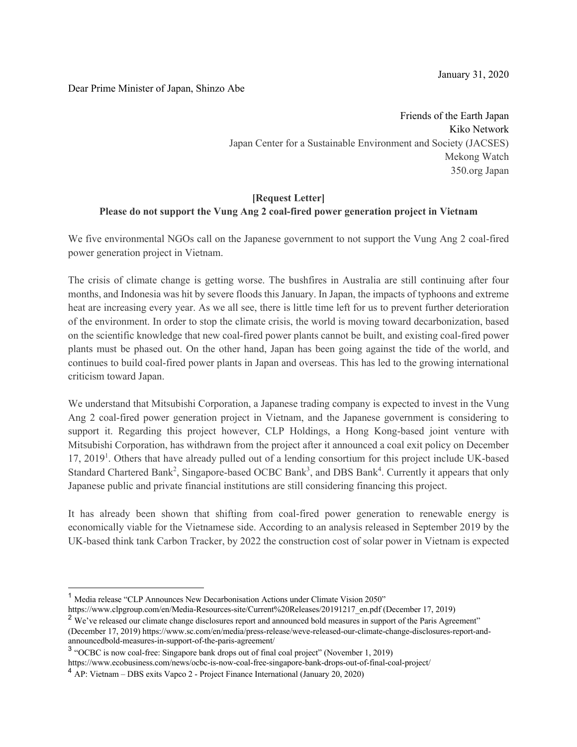January 31, 2020

Dear Prime Minister of Japan, Shinzo Abe

Friends of the Earth Japan
Kiko Network
Japan Center for a Sustainable Environment and Society (JACSES)
Mekong Watch
350.org Japan

**[Request Letter]**
**Please do not support the Vung Ang 2 coal-fired power generation project in Vietnam**

We five environmental NGOs call on the Japanese government to not support the Vung Ang 2 coal-fired power generation project in Vietnam.

The crisis of climate change is getting worse. The bushfires in Australia are still continuing after four months, and Indonesia was hit by severe floods this January. In Japan, the impacts of typhoons and extreme heat are increasing every year. As we all see, there is little time left for us to prevent further deterioration of the environment. In order to stop the climate crisis, the world is moving toward decarbonization, based on the scientific knowledge that new coal-fired power plants cannot be built, and existing coal-fired power plants must be phased out. On the other hand, Japan has been going against the tide of the world, and continues to build coal-fired power plants in Japan and overseas. This has led to the growing international criticism toward Japan.

We understand that Mitsubishi Corporation, a Japanese trading company is expected to invest in the Vung Ang 2 coal-fired power generation project in Vietnam, and the Japanese government is considering to support it. Regarding this project however, CLP Holdings, a Hong Kong-based joint venture with Mitsubishi Corporation, has withdrawn from the project after it announced a coal exit policy on December 17, 2019[1]. Others that have already pulled out of a lending consortium for this project include UK-based Standard Chartered Bank[2], Singapore-based OCBC Bank[3], and DBS Bank[4]. Currently it appears that only Japanese public and private financial institutions are still considering financing this project.

It has already been shown that shifting from coal-fired power generation to renewable energy is economically viable for the Vietnamese side. According to an analysis released in September 2019 by the UK-based think tank Carbon Tracker, by 2022 the construction cost of solar power in Vietnam is expected

---

[1] Media release "CLP Announces New Decarbonisation Actions under Climate Vision 2050" https://www.clpgroup.com/en/Media-Resources-site/Current%20Releases/20191217_en.pdf (December 17, 2019)

[2] We've released our climate change disclosures report and announced bold measures in support of the Paris Agreement" (December 17, 2019) https://www.sc.com/en/media/press-release/weve-released-our-climate-change-disclosures-report-and-announcedbold-measures-in-support-of-the-paris-agreement/

[3] "OCBC is now coal-free: Singapore bank drops out of final coal project" (November 1, 2019) https://www.ecobusiness.com/news/ocbc-is-now-coal-free-singapore-bank-drops-out-of-final-coal-project/

[4] AP: Vietnam – DBS exits Vapco 2 - Project Finance International (January 20, 2020)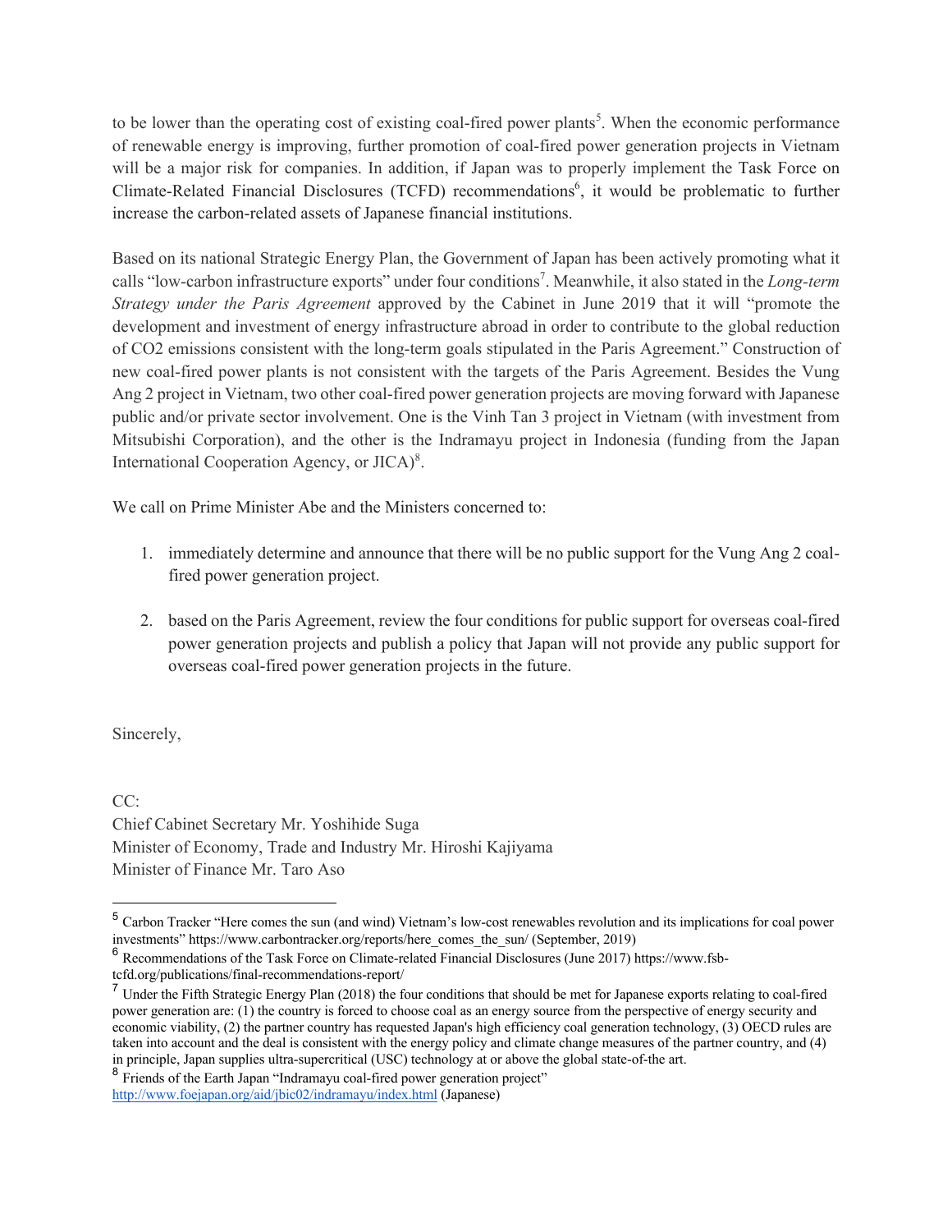to be lower than the operating cost of existing coal-fired power plants[5]. When the economic performance of renewable energy is improving, further promotion of coal-fired power generation projects in Vietnam will be a major risk for companies. In addition, if Japan was to properly implement the Task Force on Climate-Related Financial Disclosures (TCFD) recommendations[6], it would be problematic to further increase the carbon-related assets of Japanese financial institutions.

Based on its national Strategic Energy Plan, the Government of Japan has been actively promoting what it calls "low-carbon infrastructure exports" under four conditions[7]. Meanwhile, it also stated in the *Long-term Strategy under the Paris Agreement* approved by the Cabinet in June 2019 that it will "promote the development and investment of energy infrastructure abroad in order to contribute to the global reduction of CO2 emissions consistent with the long-term goals stipulated in the Paris Agreement." Construction of new coal-fired power plants is not consistent with the targets of the Paris Agreement. Besides the Vung Ang 2 project in Vietnam, two other coal-fired power generation projects are moving forward with Japanese public and/or private sector involvement. One is the Vinh Tan 3 project in Vietnam (with investment from Mitsubishi Corporation), and the other is the Indramayu project in Indonesia (funding from the Japan International Cooperation Agency, or JICA)[8].

We call on Prime Minister Abe and the Ministers concerned to:

1. immediately determine and announce that there will be no public support for the Vung Ang 2 coal-fired power generation project.
2. based on the Paris Agreement, review the four conditions for public support for overseas coal-fired power generation projects and publish a policy that Japan will not provide any public support for overseas coal-fired power generation projects in the future.

Sincerely,

CC:
Chief Cabinet Secretary Mr. Yoshihide Suga
Minister of Economy, Trade and Industry Mr. Hiroshi Kajiyama
Minister of Finance Mr. Taro Aso

---

[5] Carbon Tracker "Here comes the sun (and wind) Vietnam's low-cost renewables revolution and its implications for coal power investments" https://www.carbontracker.org/reports/here_comes_the_sun/ (September, 2019)

[6] Recommendations of the Task Force on Climate-related Financial Disclosures (June 2017) https://www.fsb-tcfd.org/publications/final-recommendations-report/

[7] Under the Fifth Strategic Energy Plan (2018) the four conditions that should be met for Japanese exports relating to coal-fired power generation are: (1) the country is forced to choose coal as an energy source from the perspective of energy security and economic viability, (2) the partner country has requested Japan's high efficiency coal generation technology, (3) OECD rules are taken into account and the deal is consistent with the energy policy and climate change measures of the partner country, and (4) in principle, Japan supplies ultra-supercritical (USC) technology at or above the global state-of-the art.

[8] Friends of the Earth Japan "Indramayu coal-fired power generation project" http://www.foejapan.org/aid/jbic02/indramayu/index.html (Japanese)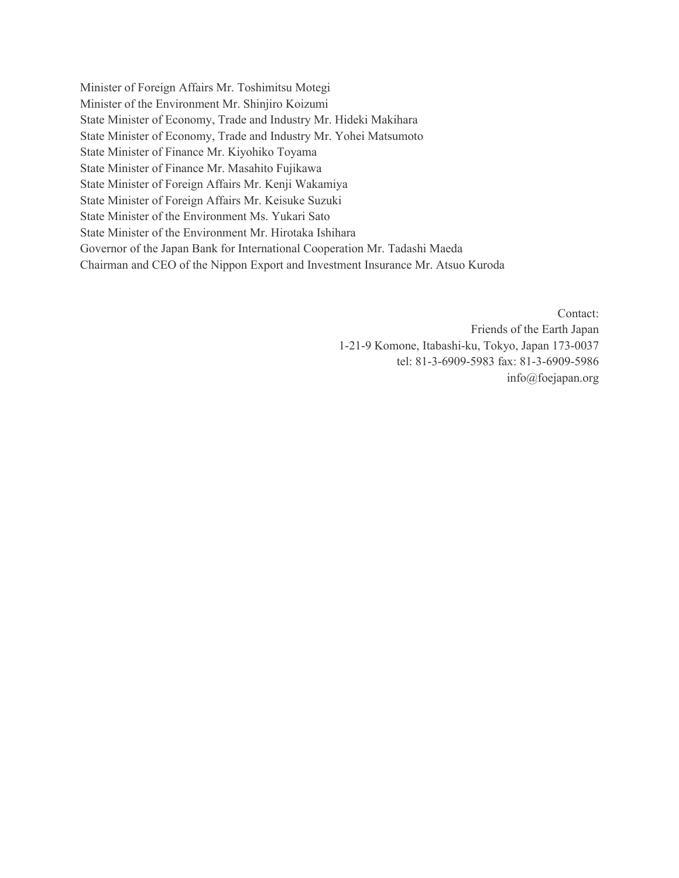Minister of Foreign Affairs Mr. Toshimitsu Motegi
Minister of the Environment Mr. Shinjiro Koizumi
State Minister of Economy, Trade and Industry Mr. Hideki Makihara
State Minister of Economy, Trade and Industry Mr. Yohei Matsumoto
State Minister of Finance Mr. Kiyohiko Toyama
State Minister of Finance Mr. Masahito Fujikawa
State Minister of Foreign Affairs Mr. Kenji Wakamiya
State Minister of Foreign Affairs Mr. Keisuke Suzuki
State Minister of the Environment Ms. Yukari Sato
State Minister of the Environment Mr. Hirotaka Ishihara
Governor of the Japan Bank for International Cooperation Mr. Tadashi Maeda
Chairman and CEO of the Nippon Export and Investment Insurance Mr. Atsuo Kuroda

Contact:
Friends of the Earth Japan
1-21-9 Komone, Itabashi-ku, Tokyo, Japan 173-0037
tel: 81-3-6909-5983 fax: 81-3-6909-5986
info@foejapan.org